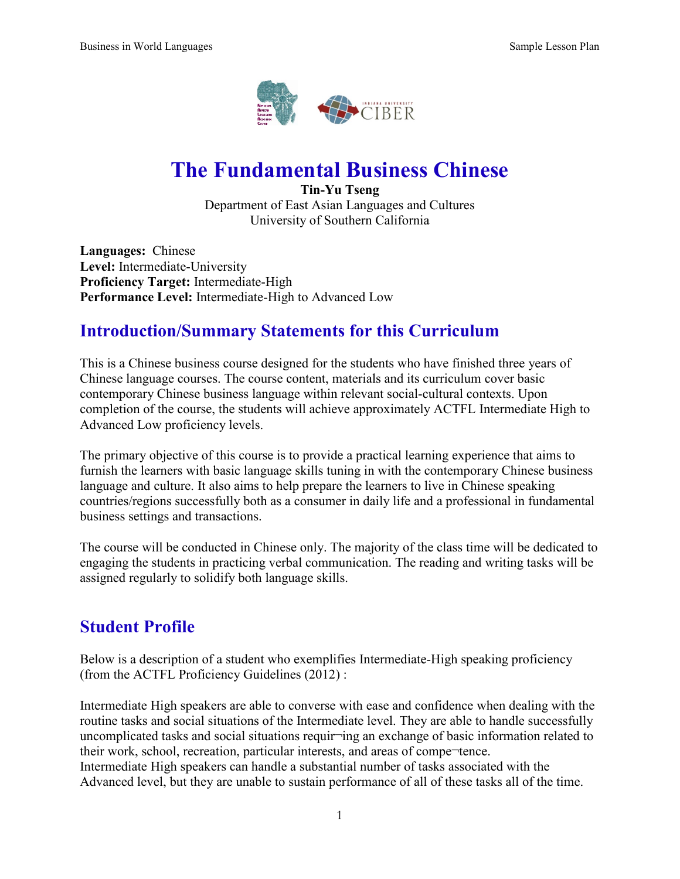# The Fundamental Business Chinese

**Tin-Yu Tseng**
Department of East Asian Languages and Cultures
University of Southern California

**Languages:** Chinese
**Level:** Intermediate-University
**Proficiency Target:** Intermediate-High
**Performance Level:** Intermediate-High to Advanced Low

## Introduction/Summary Statements for this Curriculum

This is a Chinese business course designed for the students who have finished three years of Chinese language courses. The course content, materials and its curriculum cover basic contemporary Chinese business language within relevant social-cultural contexts. Upon completion of the course, the students will achieve approximately ACTFL Intermediate High to Advanced Low proficiency levels.

The primary objective of this course is to provide a practical learning experience that aims to furnish the learners with basic language skills tuning in with the contemporary Chinese business language and culture. It also aims to help prepare the learners to live in Chinese speaking countries/regions successfully both as a consumer in daily life and a professional in fundamental business settings and transactions.

The course will be conducted in Chinese only. The majority of the class time will be dedicated to engaging the students in practicing verbal communication. The reading and writing tasks will be assigned regularly to solidify both language skills.

## Student Profile

Below is a description of a student who exemplifies Intermediate-High speaking proficiency (from the ACTFL Proficiency Guidelines (2012) :

Intermediate High speakers are able to converse with ease and confidence when dealing with the routine tasks and social situations of the Intermediate level. They are able to handle successfully uncomplicated tasks and social situations requir¬ing an exchange of basic information related to their work, school, recreation, particular interests, and areas of compe¬tence.
Intermediate High speakers can handle a substantial number of tasks associated with the Advanced level, but they are unable to sustain performance of all of these tasks all of the time.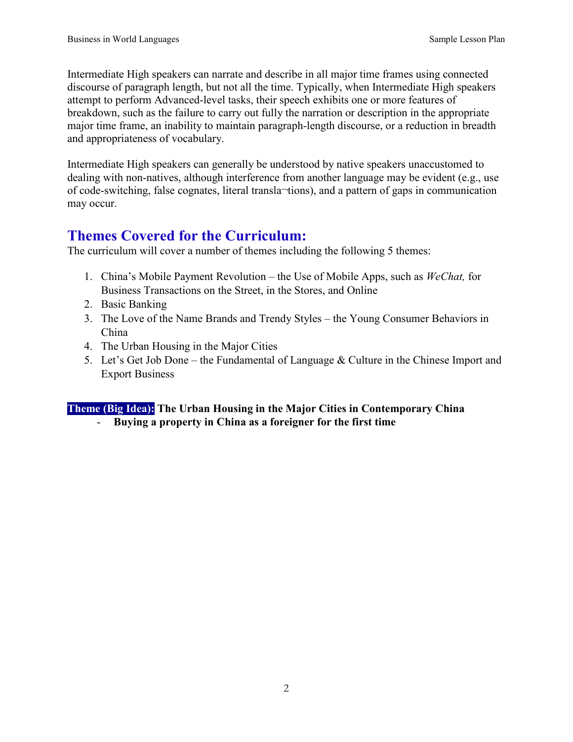Intermediate High speakers can narrate and describe in all major time frames using connected discourse of paragraph length, but not all the time. Typically, when Intermediate High speakers attempt to perform Advanced-level tasks, their speech exhibits one or more features of breakdown, such as the failure to carry out fully the narration or description in the appropriate major time frame, an inability to maintain paragraph-length discourse, or a reduction in breadth and appropriateness of vocabulary.

Intermediate High speakers can generally be understood by native speakers unaccustomed to dealing with non-natives, although interference from another language may be evident (e.g., use of code-switching, false cognates, literal transla¬tions), and a pattern of gaps in communication may occur.

## Themes Covered for the Curriculum:

The curriculum will cover a number of themes including the following 5 themes:

1. China's Mobile Payment Revolution – the Use of Mobile Apps, such as *WeChat,* for Business Transactions on the Street, in the Stores, and Online
2. Basic Banking
3. The Love of the Name Brands and Trendy Styles – the Young Consumer Behaviors in China
4. The Urban Housing in the Major Cities
5. Let's Get Job Done – the Fundamental of Language & Culture in the Chinese Import and Export Business

**Theme (Big Idea): The Urban Housing in the Major Cities in Contemporary China**

- **Buying a property in China as a foreigner for the first time**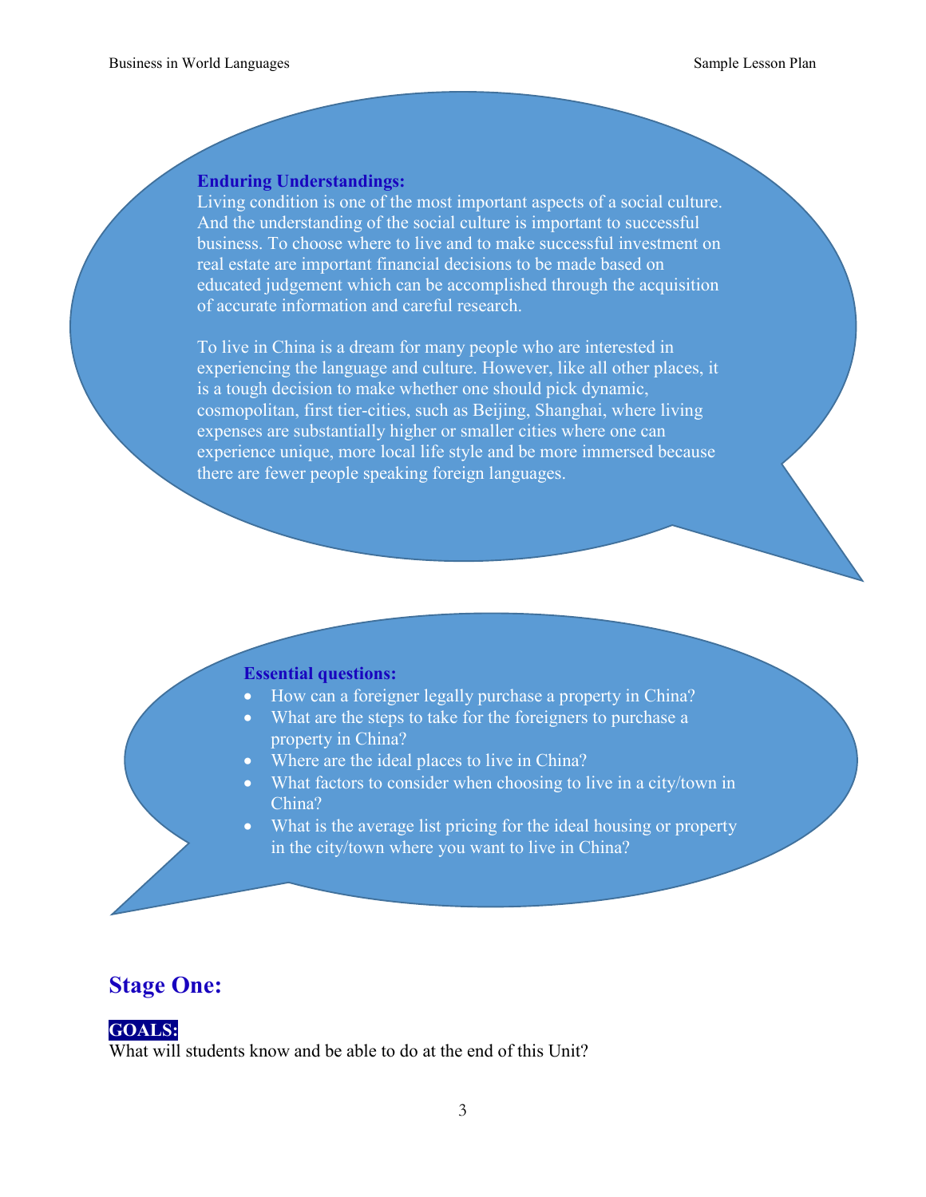**Enduring Understandings:**

Living condition is one of the most important aspects of a social culture. And the understanding of the social culture is important to successful business. To choose where to live and to make successful investment on real estate are important financial decisions to be made based on educated judgement which can be accomplished through the acquisition of accurate information and careful research.

To live in China is a dream for many people who are interested in experiencing the language and culture. However, like all other places, it is a tough decision to make whether one should pick dynamic, cosmopolitan, first tier-cities, such as Beijing, Shanghai, where living expenses are substantially higher or smaller cities where one can experience unique, more local life style and be more immersed because there are fewer people speaking foreign languages.

**Essential questions:**

- How can a foreigner legally purchase a property in China?
- What are the steps to take for the foreigners to purchase a property in China?
- Where are the ideal places to live in China?
- What factors to consider when choosing to live in a city/town in China?
- What is the average list pricing for the ideal housing or property in the city/town where you want to live in China?

## Stage One:

**GOALS:**

What will students know and be able to do at the end of this Unit?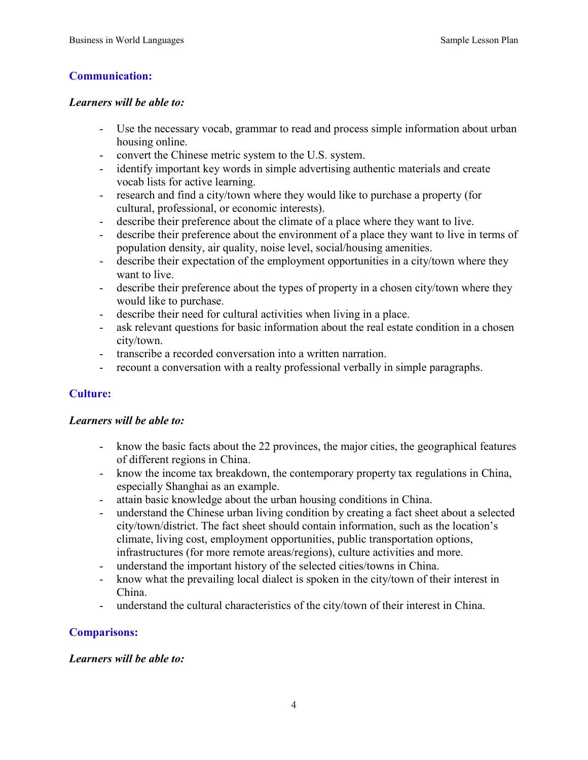## Communication:

***Learners will be able to:***

- Use the necessary vocab, grammar to read and process simple information about urban housing online.
- convert the Chinese metric system to the U.S. system.
- identify important key words in simple advertising authentic materials and create vocab lists for active learning.
- research and find a city/town where they would like to purchase a property (for cultural, professional, or economic interests).
- describe their preference about the climate of a place where they want to live.
- describe their preference about the environment of a place they want to live in terms of population density, air quality, noise level, social/housing amenities.
- describe their expectation of the employment opportunities in a city/town where they want to live.
- describe their preference about the types of property in a chosen city/town where they would like to purchase.
- describe their need for cultural activities when living in a place.
- ask relevant questions for basic information about the real estate condition in a chosen city/town.
- transcribe a recorded conversation into a written narration.
- recount a conversation with a realty professional verbally in simple paragraphs.

## Culture:

***Learners will be able to:***

- know the basic facts about the 22 provinces, the major cities, the geographical features of different regions in China.
- know the income tax breakdown, the contemporary property tax regulations in China, especially Shanghai as an example.
- attain basic knowledge about the urban housing conditions in China.
- understand the Chinese urban living condition by creating a fact sheet about a selected city/town/district. The fact sheet should contain information, such as the location's climate, living cost, employment opportunities, public transportation options, infrastructures (for more remote areas/regions), culture activities and more.
- understand the important history of the selected cities/towns in China.
- know what the prevailing local dialect is spoken in the city/town of their interest in China.
- understand the cultural characteristics of the city/town of their interest in China.

## Comparisons:

***Learners will be able to:***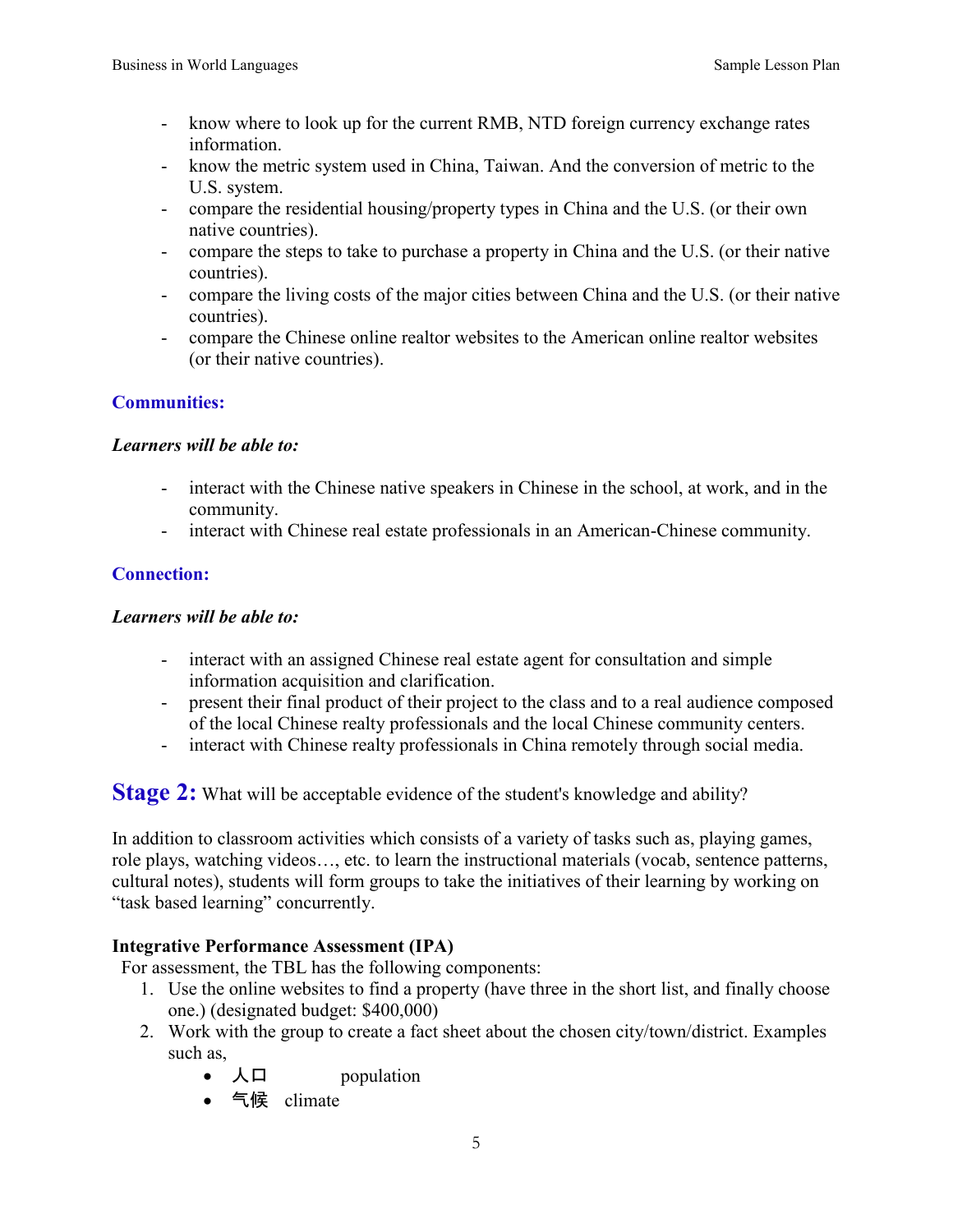- know where to look up for the current RMB, NTD foreign currency exchange rates information.
- know the metric system used in China, Taiwan. And the conversion of metric to the U.S. system.
- compare the residential housing/property types in China and the U.S. (or their own native countries).
- compare the steps to take to purchase a property in China and the U.S. (or their native countries).
- compare the living costs of the major cities between China and the U.S. (or their native countries).
- compare the Chinese online realtor websites to the American online realtor websites (or their native countries).

### Communities:

***Learners will be able to:***

- interact with the Chinese native speakers in Chinese in the school, at work, and in the community.
- interact with Chinese real estate professionals in an American-Chinese community.

### Connection:

***Learners will be able to:***

- interact with an assigned Chinese real estate agent for consultation and simple information acquisition and clarification.
- present their final product of their project to the class and to a real audience composed of the local Chinese realty professionals and the local Chinese community centers.
- interact with Chinese realty professionals in China remotely through social media.

## Stage 2: What will be acceptable evidence of the student's knowledge and ability?

In addition to classroom activities which consists of a variety of tasks such as, playing games, role plays, watching videos…, etc. to learn the instructional materials (vocab, sentence patterns, cultural notes), students will form groups to take the initiatives of their learning by working on "task based learning" concurrently.

**Integrative Performance Assessment (IPA)**

For assessment, the TBL has the following components:

1. Use the online websites to find a property (have three in the short list, and finally choose one.) (designated budget: $400,000)
2. Work with the group to create a fact sheet about the chosen city/town/district. Examples such as,
   - 人口 population
   - 气候 climate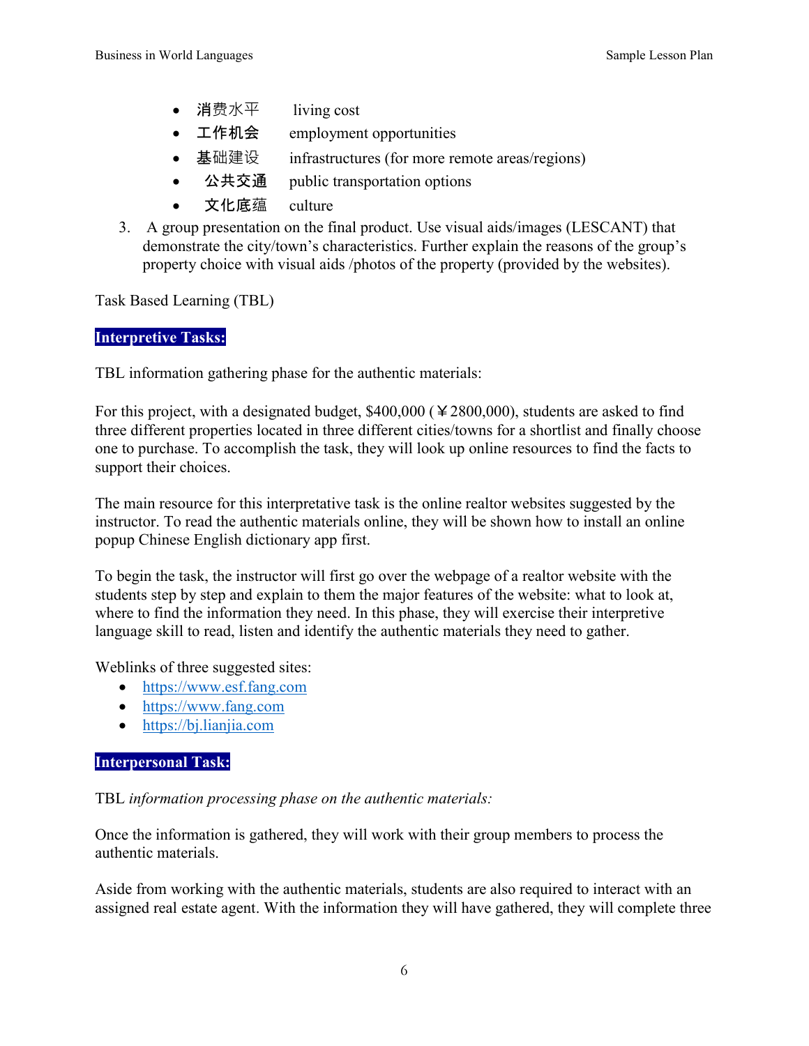- 消费水平　living cost
- 工作机会　employment opportunities
- 基础建设　infrastructures (for more remote areas/regions)
- 公共交通　public transportation options
- 文化底蕴　culture

3. A group presentation on the final product. Use visual aids/images (LESCANT) that demonstrate the city/town's characteristics. Further explain the reasons of the group's property choice with visual aids /photos of the property (provided by the websites).

Task Based Learning (TBL)

**Interpretive Tasks:**

TBL information gathering phase for the authentic materials:

For this project, with a designated budget, $400,000 (￥2800,000), students are asked to find three different properties located in three different cities/towns for a shortlist and finally choose one to purchase. To accomplish the task, they will look up online resources to find the facts to support their choices.

The main resource for this interpretative task is the online realtor websites suggested by the instructor. To read the authentic materials online, they will be shown how to install an online popup Chinese English dictionary app first.

To begin the task, the instructor will first go over the webpage of a realtor website with the students step by step and explain to them the major features of the website: what to look at, where to find the information they need. In this phase, they will exercise their interpretive language skill to read, listen and identify the authentic materials they need to gather.

Weblinks of three suggested sites:

- https://www.esf.fang.com
- https://www.fang.com
- https://bj.lianjia.com

**Interpersonal Task:**

TBL *information processing phase on the authentic materials:*

Once the information is gathered, they will work with their group members to process the authentic materials.

Aside from working with the authentic materials, students are also required to interact with an assigned real estate agent. With the information they will have gathered, they will complete three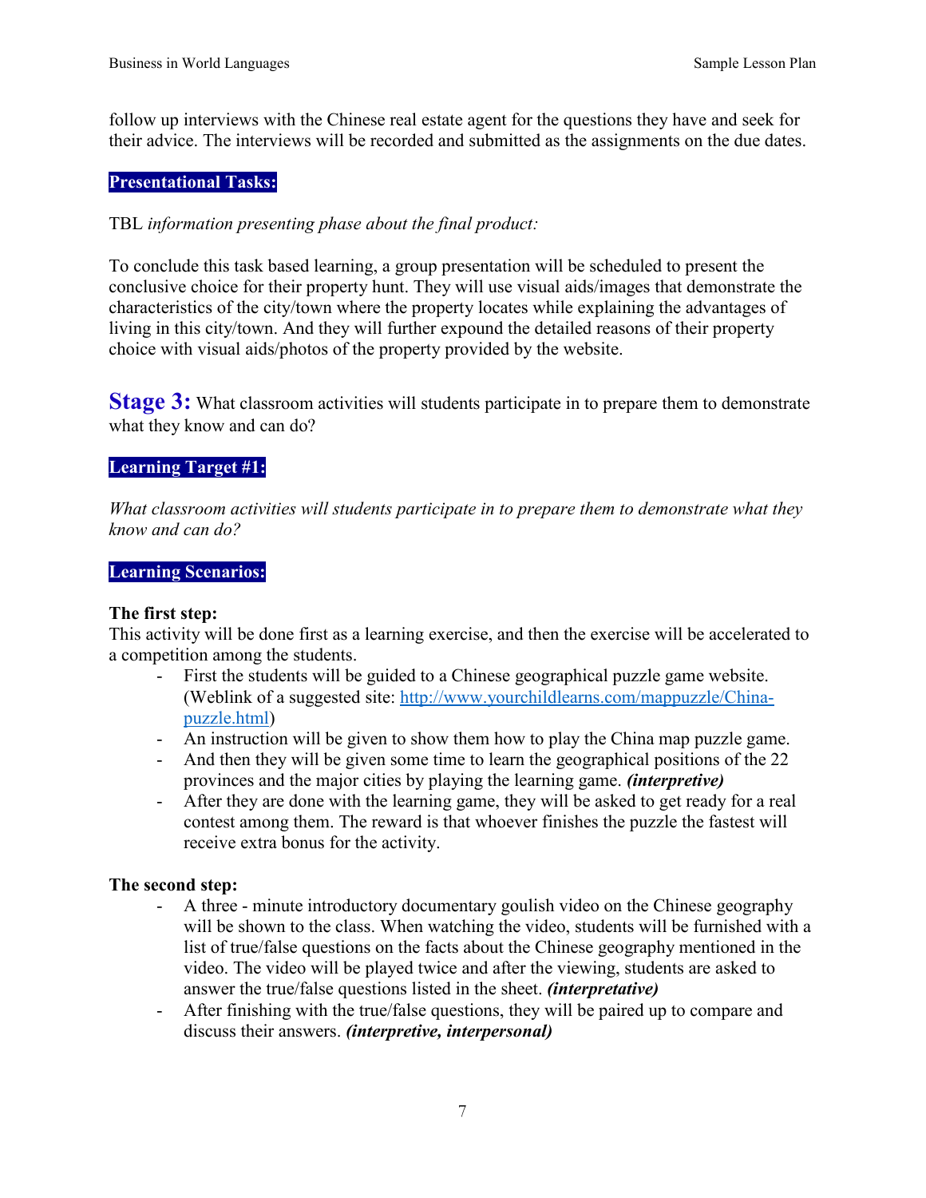follow up interviews with the Chinese real estate agent for the questions they have and seek for their advice. The interviews will be recorded and submitted as the assignments on the due dates.

**Presentational Tasks:**

TBL *information presenting phase about the final product:*

To conclude this task based learning, a group presentation will be scheduled to present the conclusive choice for their property hunt. They will use visual aids/images that demonstrate the characteristics of the city/town where the property locates while explaining the advantages of living in this city/town. And they will further expound the detailed reasons of their property choice with visual aids/photos of the property provided by the website.

## Stage 3: What classroom activities will students participate in to prepare them to demonstrate what they know and can do?

**Learning Target #1:**

*What classroom activities will students participate in to prepare them to demonstrate what they know and can do?*

**Learning Scenarios:**

**The first step:**
This activity will be done first as a learning exercise, and then the exercise will be accelerated to a competition among the students.

- First the students will be guided to a Chinese geographical puzzle game website. (Weblink of a suggested site: [http://www.yourchildlearns.com/mappuzzle/China-puzzle.html](http://www.yourchildlearns.com/mappuzzle/China-puzzle.html))
- An instruction will be given to show them how to play the China map puzzle game.
- And then they will be given some time to learn the geographical positions of the 22 provinces and the major cities by playing the learning game. ***(interpretive)***
- After they are done with the learning game, they will be asked to get ready for a real contest among them. The reward is that whoever finishes the puzzle the fastest will receive extra bonus for the activity.

**The second step:**

- A three - minute introductory documentary goulish video on the Chinese geography will be shown to the class. When watching the video, students will be furnished with a list of true/false questions on the facts about the Chinese geography mentioned in the video. The video will be played twice and after the viewing, students are asked to answer the true/false questions listed in the sheet. ***(interpretative)***
- After finishing with the true/false questions, they will be paired up to compare and discuss their answers. ***(interpretive, interpersonal)***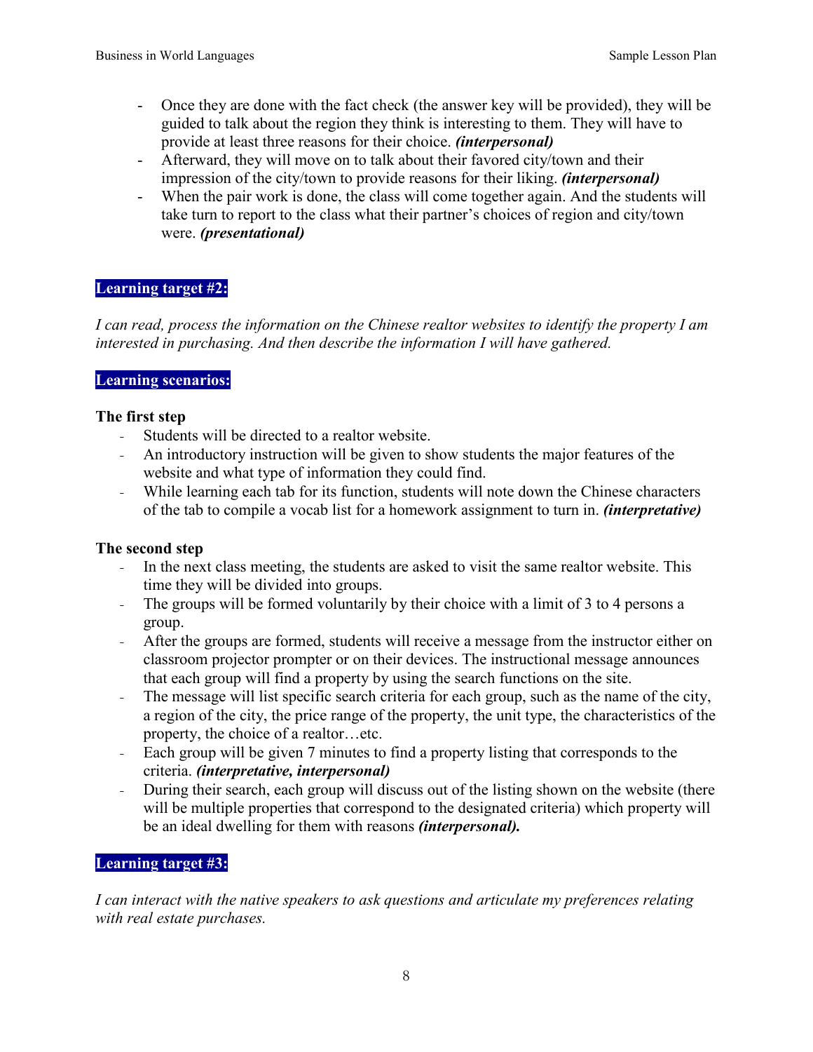- Once they are done with the fact check (the answer key will be provided), they will be guided to talk about the region they think is interesting to them. They will have to provide at least three reasons for their choice. ***(interpersonal)***
- Afterward, they will move on to talk about their favored city/town and their impression of the city/town to provide reasons for their liking. ***(interpersonal)***
- When the pair work is done, the class will come together again. And the students will take turn to report to the class what their partner's choices of region and city/town were. ***(presentational)***

**Learning target #2:**

*I can read, process the information on the Chinese realtor websites to identify the property I am interested in purchasing. And then describe the information I will have gathered.*

**Learning scenarios:**

**The first step**

- Students will be directed to a realtor website.
- An introductory instruction will be given to show students the major features of the website and what type of information they could find.
- While learning each tab for its function, students will note down the Chinese characters of the tab to compile a vocab list for a homework assignment to turn in. ***(interpretative)***

**The second step**

- In the next class meeting, the students are asked to visit the same realtor website. This time they will be divided into groups.
- The groups will be formed voluntarily by their choice with a limit of 3 to 4 persons a group.
- After the groups are formed, students will receive a message from the instructor either on classroom projector prompter or on their devices. The instructional message announces that each group will find a property by using the search functions on the site.
- The message will list specific search criteria for each group, such as the name of the city, a region of the city, the price range of the property, the unit type, the characteristics of the property, the choice of a realtor…etc.
- Each group will be given 7 minutes to find a property listing that corresponds to the criteria. ***(interpretative, interpersonal)***
- During their search, each group will discuss out of the listing shown on the website (there will be multiple properties that correspond to the designated criteria) which property will be an ideal dwelling for them with reasons ***(interpersonal).***

**Learning target #3:**

*I can interact with the native speakers to ask questions and articulate my preferences relating with real estate purchases.*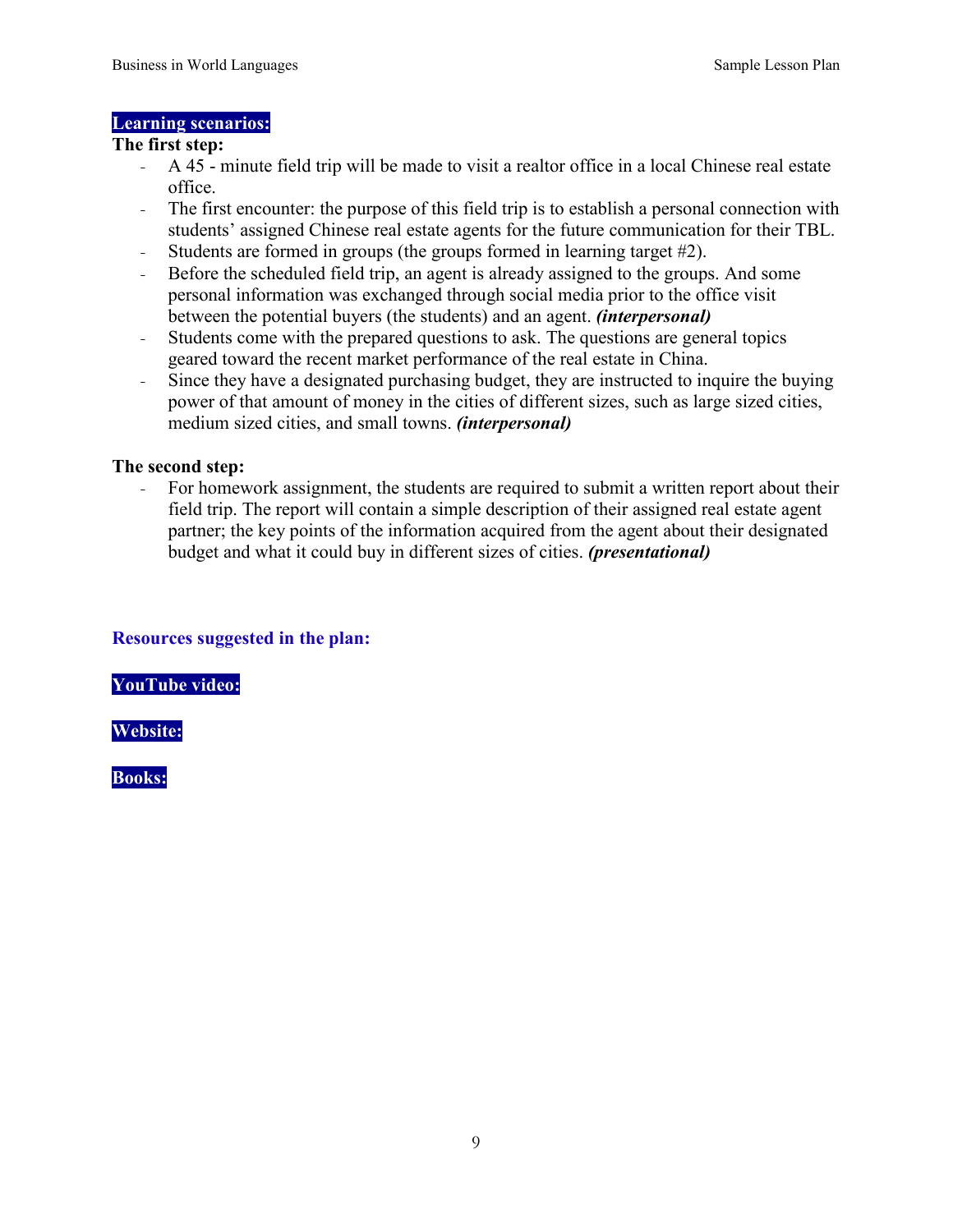**Learning scenarios:**

**The first step:**

- A 45 - minute field trip will be made to visit a realtor office in a local Chinese real estate office.
- The first encounter: the purpose of this field trip is to establish a personal connection with students' assigned Chinese real estate agents for the future communication for their TBL.
- Students are formed in groups (the groups formed in learning target #2).
- Before the scheduled field trip, an agent is already assigned to the groups. And some personal information was exchanged through social media prior to the office visit between the potential buyers (the students) and an agent. ***(interpersonal)***
- Students come with the prepared questions to ask. The questions are general topics geared toward the recent market performance of the real estate in China.
- Since they have a designated purchasing budget, they are instructed to inquire the buying power of that amount of money in the cities of different sizes, such as large sized cities, medium sized cities, and small towns. ***(interpersonal)***

**The second step:**

- For homework assignment, the students are required to submit a written report about their field trip. The report will contain a simple description of their assigned real estate agent partner; the key points of the information acquired from the agent about their designated budget and what it could buy in different sizes of cities. ***(presentational)***

**Resources suggested in the plan:**

**YouTube video:**

**Website:**

**Books:**